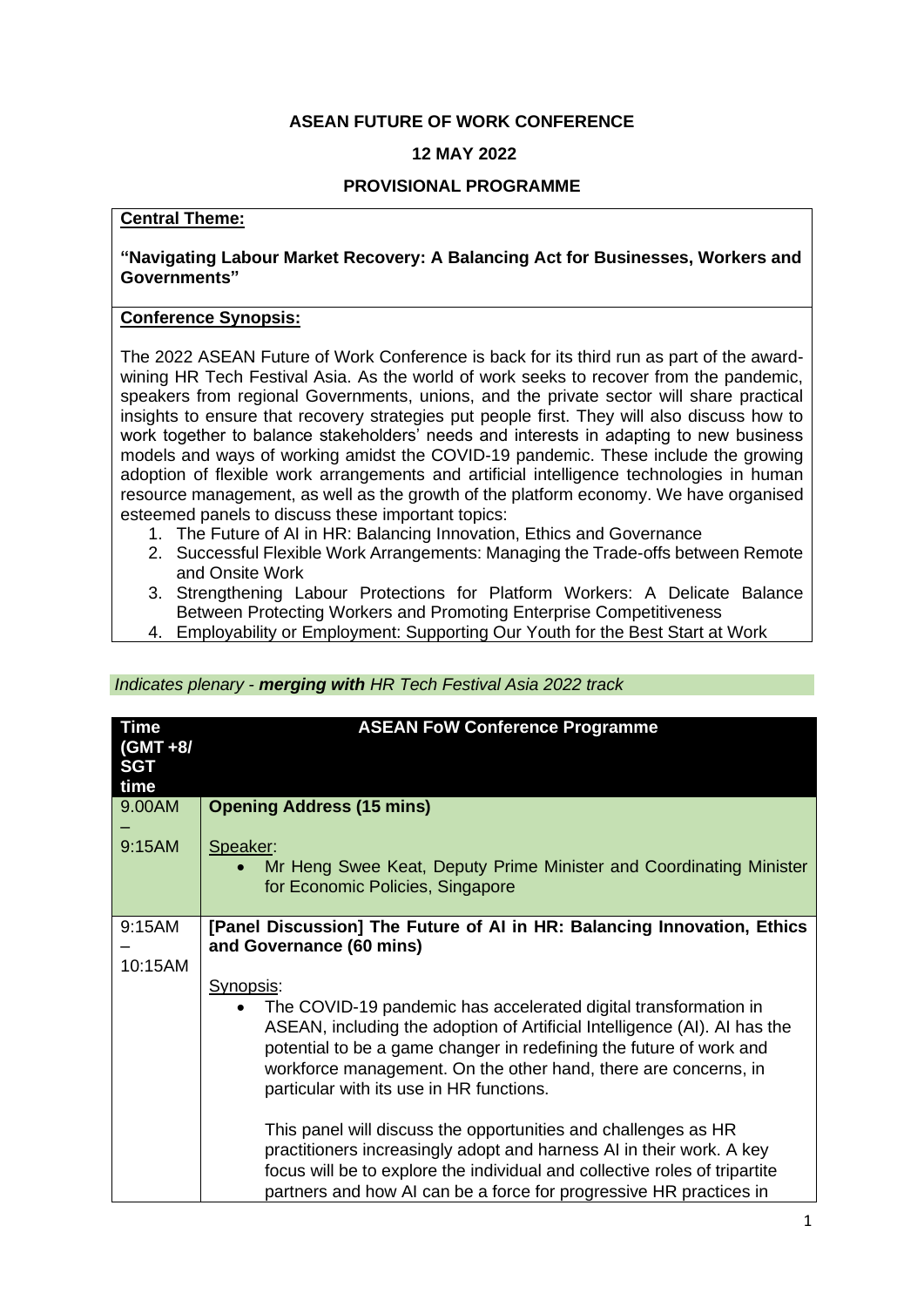**ASEAN FUTURE OF WORK CONFERENCE**

**12 MAY 2022**

**PROVISIONAL PROGRAMME**

**Central Theme:**

**"Navigating Labour Market Recovery: A Balancing Act for Businesses, Workers and Governments"**

**Conference Synopsis:**

The 2022 ASEAN Future of Work Conference is back for its third run as part of the award-wining HR Tech Festival Asia. As the world of work seeks to recover from the pandemic, speakers from regional Governments, unions, and the private sector will share practical insights to ensure that recovery strategies put people first. They will also discuss how to work together to balance stakeholders' needs and interests in adapting to new business models and ways of working amidst the COVID-19 pandemic. These include the growing adoption of flexible work arrangements and artificial intelligence technologies in human resource management, as well as the growth of the platform economy. We have organised esteemed panels to discuss these important topics:

1. The Future of AI in HR: Balancing Innovation, Ethics and Governance
2. Successful Flexible Work Arrangements: Managing the Trade-offs between Remote and Onsite Work
3. Strengthening Labour Protections for Platform Workers: A Delicate Balance Between Protecting Workers and Promoting Enterprise Competitiveness
4. Employability or Employment: Supporting Our Youth for the Best Start at Work

*Indicates plenary - **merging with** HR Tech Festival Asia 2022 track*

| Time (GMT +8/ SGT time) | ASEAN FoW Conference Programme |
| --- | --- |
| 9.00AM – 9:15AM | **Opening Address (15 mins)**<br><br>Speaker:<br>• Mr Heng Swee Keat, Deputy Prime Minister and Coordinating Minister for Economic Policies, Singapore |
| 9:15AM – 10:15AM | **[Panel Discussion] The Future of AI in HR: Balancing Innovation, Ethics and Governance (60 mins)**<br><br>Synopsis:<br>• The COVID-19 pandemic has accelerated digital transformation in ASEAN, including the adoption of Artificial Intelligence (AI). AI has the potential to be a game changer in redefining the future of work and workforce management. On the other hand, there are concerns, in particular with its use in HR functions.<br><br>This panel will discuss the opportunities and challenges as HR practitioners increasingly adopt and harness AI in their work. A key focus will be to explore the individual and collective roles of tripartite partners and how AI can be a force for progressive HR practices in |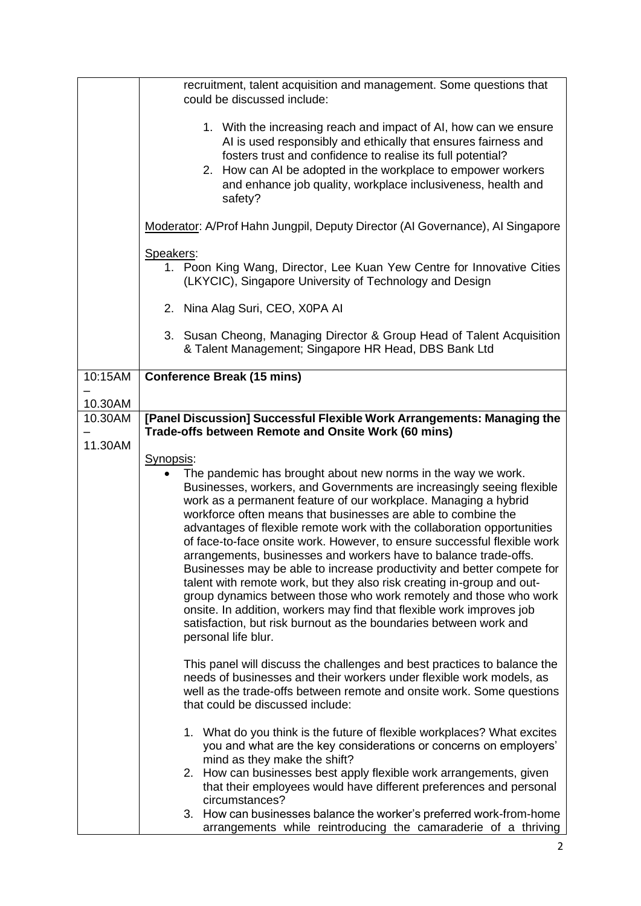| | |
|---|---|
| | recruitment, talent acquisition and management. Some questions that could be discussed include:<br><br>1. With the increasing reach and impact of AI, how can we ensure AI is used responsibly and ethically that ensures fairness and fosters trust and confidence to realise its full potential?<br>2. How can AI be adopted in the workplace to empower workers and enhance job quality, workplace inclusiveness, health and safety?<br><br>Moderator: A/Prof Hahn Jungpil, Deputy Director (AI Governance), AI Singapore<br><br>Speakers:<br>1. Poon King Wang, Director, Lee Kuan Yew Centre for Innovative Cities (LKYCIC), Singapore University of Technology and Design<br>2. Nina Alag Suri, CEO, X0PA AI<br>3. Susan Cheong, Managing Director & Group Head of Talent Acquisition & Talent Management; Singapore HR Head, DBS Bank Ltd |
| 10:15AM – 10.30AM | **Conference Break (15 mins)** |
| 10.30AM – 11.30AM | **[Panel Discussion] Successful Flexible Work Arrangements: Managing the Trade-offs between Remote and Onsite Work (60 mins)**<br><br>Synopsis:<br>• The pandemic has brought about new norms in the way we work. Businesses, workers, and Governments are increasingly seeing flexible work as a permanent feature of our workplace. Managing a hybrid workforce often means that businesses are able to combine the advantages of flexible remote work with the collaboration opportunities of face-to-face onsite work. However, to ensure successful flexible work arrangements, businesses and workers have to balance trade-offs. Businesses may be able to increase productivity and better compete for talent with remote work, but they also risk creating in-group and out-group dynamics between those who work remotely and those who work onsite. In addition, workers may find that flexible work improves job satisfaction, but risk burnout as the boundaries between work and personal life blur.<br><br>This panel will discuss the challenges and best practices to balance the needs of businesses and their workers under flexible work models, as well as the trade-offs between remote and onsite work. Some questions that could be discussed include:<br><br>1. What do you think is the future of flexible workplaces? What excites you and what are the key considerations or concerns on employers' mind as they make the shift?<br>2. How can businesses best apply flexible work arrangements, given that their employees would have different preferences and personal circumstances?<br>3. How can businesses balance the worker's preferred work-from-home arrangements while reintroducing the camaraderie of a thriving |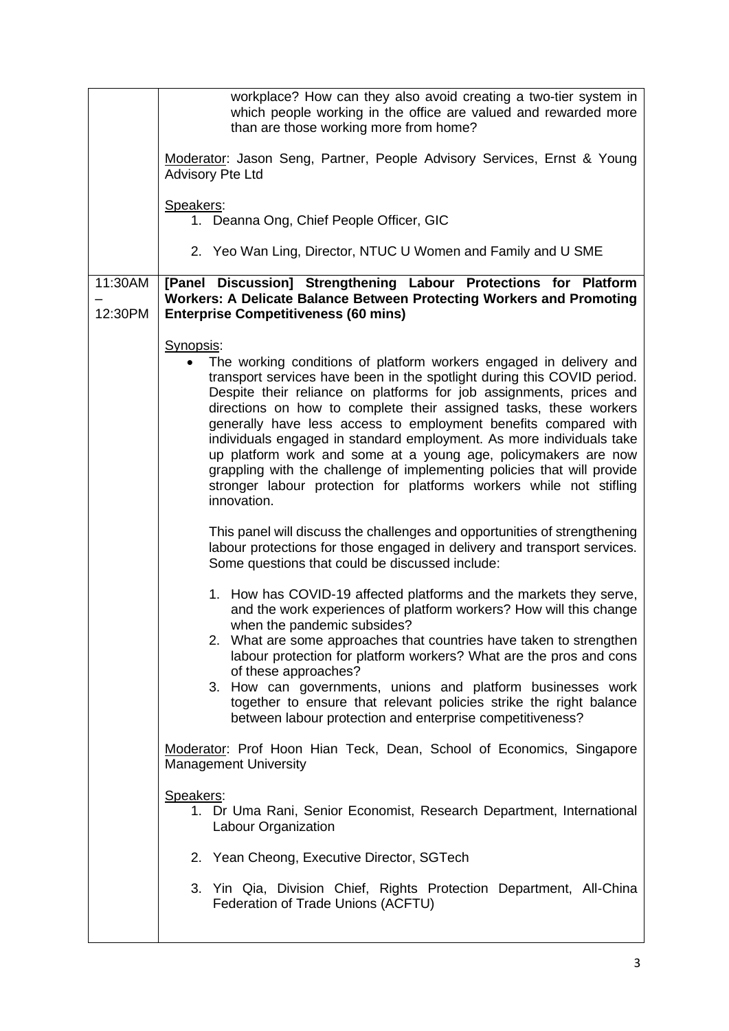| | |
|---|---|
| | workplace? How can they also avoid creating a two-tier system in which people working in the office are valued and rewarded more than are those working more from home?<br><br>Moderator: Jason Seng, Partner, People Advisory Services, Ernst & Young Advisory Pte Ltd<br><br>Speakers:<br>1. Deanna Ong, Chief People Officer, GIC<br>2. Yeo Wan Ling, Director, NTUC U Women and Family and U SME |
| 11:30AM – 12:30PM | **[Panel Discussion] Strengthening Labour Protections for Platform Workers: A Delicate Balance Between Protecting Workers and Promoting Enterprise Competitiveness (60 mins)**<br><br>Synopsis:<br>• The working conditions of platform workers engaged in delivery and transport services have been in the spotlight during this COVID period. Despite their reliance on platforms for job assignments, prices and directions on how to complete their assigned tasks, these workers generally have less access to employment benefits compared with individuals engaged in standard employment. As more individuals take up platform work and some at a young age, policymakers are now grappling with the challenge of implementing policies that will provide stronger labour protection for platforms workers while not stifling innovation.<br><br>This panel will discuss the challenges and opportunities of strengthening labour protections for those engaged in delivery and transport services. Some questions that could be discussed include:<br><br>1. How has COVID-19 affected platforms and the markets they serve, and the work experiences of platform workers? How will this change when the pandemic subsides?<br>2. What are some approaches that countries have taken to strengthen labour protection for platform workers? What are the pros and cons of these approaches?<br>3. How can governments, unions and platform businesses work together to ensure that relevant policies strike the right balance between labour protection and enterprise competitiveness?<br><br>Moderator: Prof Hoon Hian Teck, Dean, School of Economics, Singapore Management University<br><br>Speakers:<br>1. Dr Uma Rani, Senior Economist, Research Department, International Labour Organization<br>2. Yean Cheong, Executive Director, SGTech<br>3. Yin Qia, Division Chief, Rights Protection Department, All-China Federation of Trade Unions (ACFTU) |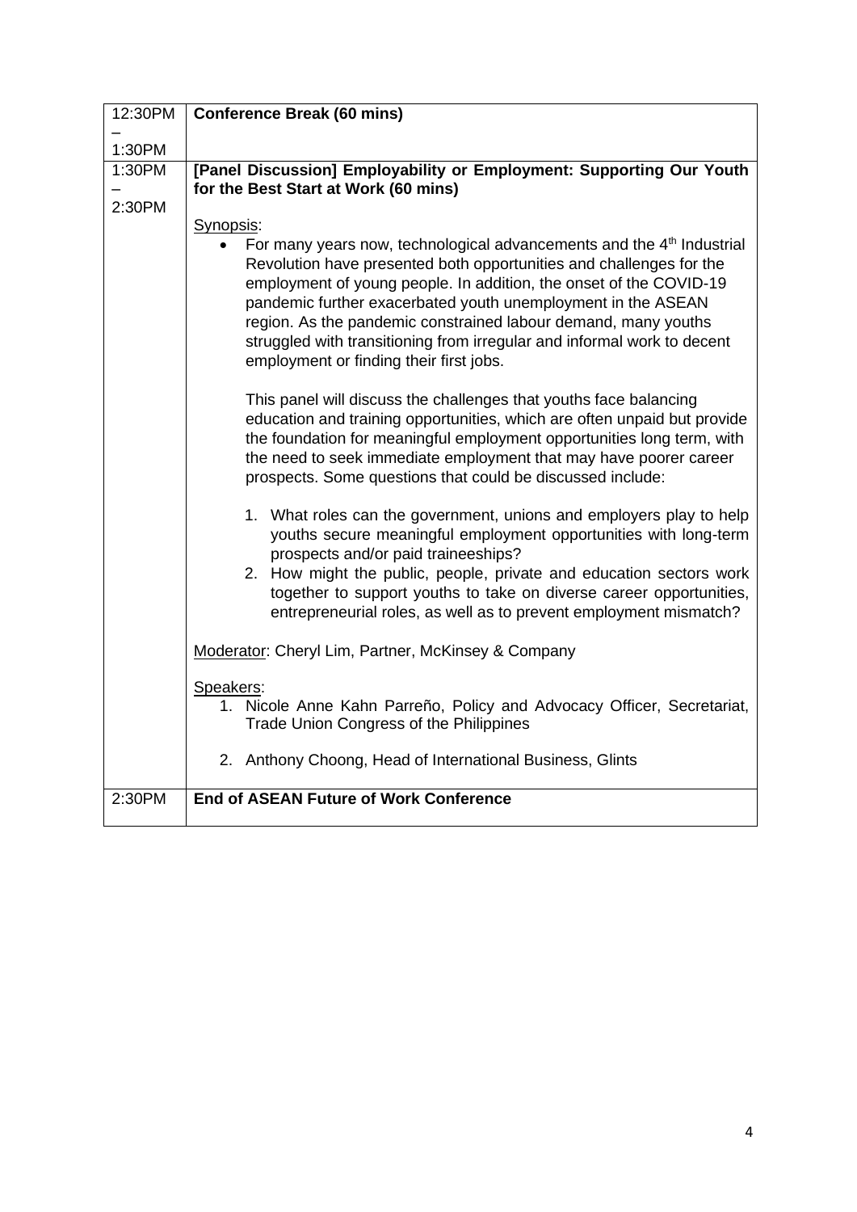| | |
|---|---|
| 12:30PM – 1:30PM | **Conference Break (60 mins)** |
| 1:30PM – 2:30PM | **[Panel Discussion] Employability or Employment: Supporting Our Youth for the Best Start at Work (60 mins)**<br><br>Synopsis:<br>• For many years now, technological advancements and the 4th Industrial Revolution have presented both opportunities and challenges for the employment of young people. In addition, the onset of the COVID-19 pandemic further exacerbated youth unemployment in the ASEAN region. As the pandemic constrained labour demand, many youths struggled with transitioning from irregular and informal work to decent employment or finding their first jobs.<br><br>This panel will discuss the challenges that youths face balancing education and training opportunities, which are often unpaid but provide the foundation for meaningful employment opportunities long term, with the need to seek immediate employment that may have poorer career prospects. Some questions that could be discussed include:<br><br>1. What roles can the government, unions and employers play to help youths secure meaningful employment opportunities with long-term prospects and/or paid traineeships?<br>2. How might the public, people, private and education sectors work together to support youths to take on diverse career opportunities, entrepreneurial roles, as well as to prevent employment mismatch?<br><br>Moderator: Cheryl Lim, Partner, McKinsey & Company<br><br>Speakers:<br>1. Nicole Anne Kahn Parreño, Policy and Advocacy Officer, Secretariat, Trade Union Congress of the Philippines<br>2. Anthony Choong, Head of International Business, Glints |
| 2:30PM | **End of ASEAN Future of Work Conference** |